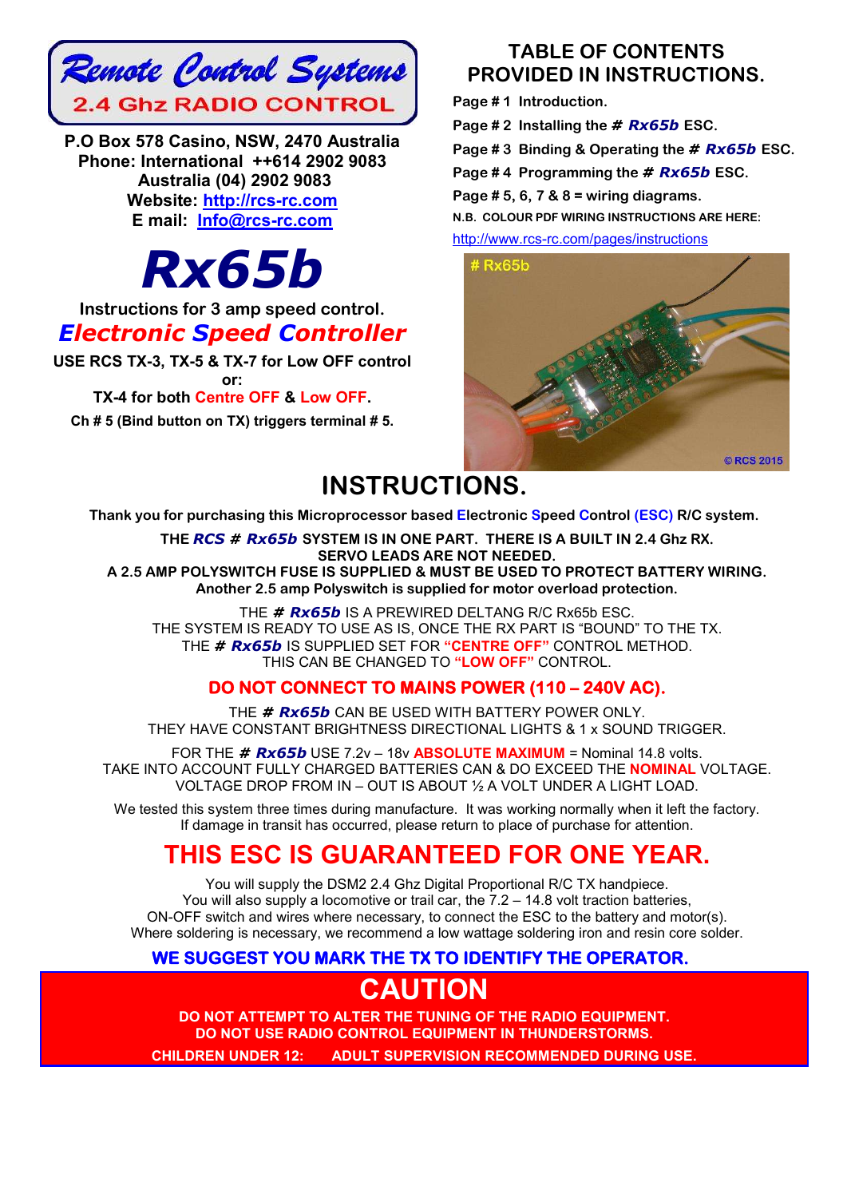**Remote Control Systems**
**2.4 Ghz RADIO CONTROL**

**P.O Box 578 Casino, NSW, 2470 Australia**
**Phone: International ++614 2902 9083**
**Australia (04) 2902 9083**
**Website: [http://rcs-rc.com](http://rcs-rc.com)**
**E mail: [Info@rcs-rc.com](mailto:Info@rcs-rc.com)**

# *Rx65b*

**Instructions for 3 amp speed control.**

## *Electronic Speed Controller*

**USE RCS TX-3, TX-5 & TX-7 for Low OFF control**
**or:**
**TX-4 for both Centre OFF & Low OFF.**
**Ch # 5 (Bind button on TX) triggers terminal # 5.**

## TABLE OF CONTENTS PROVIDED IN INSTRUCTIONS.

**Page # 1 Introduction.**
**Page # 2 Installing the # *Rx65b* ESC.**
**Page # 3 Binding & Operating the # *Rx65b* ESC.**
**Page # 4 Programming the # *Rx65b* ESC.**
**Page # 5, 6, 7 & 8 = wiring diagrams.**
**N.B. COLOUR PDF WIRING INSTRUCTIONS ARE HERE:**
[http://www.rcs-rc.com/pages/instructions](http://www.rcs-rc.com/pages/instructions)

# Rx65b
© RCS 2015

# INSTRUCTIONS.

**Thank you for purchasing this Microprocessor based Electronic Speed Control (ESC) R/C system.**

**THE *RCS* # *Rx65b* SYSTEM IS IN ONE PART. THERE IS A BUILT IN 2.4 Ghz RX.**
**SERVO LEADS ARE NOT NEEDED.**
**A 2.5 AMP POLYSWITCH FUSE IS SUPPLIED & MUST BE USED TO PROTECT BATTERY WIRING.**
**Another 2.5 amp Polyswitch is supplied for motor overload protection.**

THE **# *Rx65b*** IS A PREWIRED DELTANG R/C Rx65b ESC.
THE SYSTEM IS READY TO USE AS IS, ONCE THE RX PART IS "BOUND" TO THE TX.
THE **# *Rx65b*** IS SUPPLIED SET FOR **"CENTRE OFF"** CONTROL METHOD.
THIS CAN BE CHANGED TO **"LOW OFF"** CONTROL.

**DO NOT CONNECT TO MAINS POWER (110 – 240V AC).**

THE **# *Rx65b*** CAN BE USED WITH BATTERY POWER ONLY.
THEY HAVE CONSTANT BRIGHTNESS DIRECTIONAL LIGHTS & 1 x SOUND TRIGGER.

FOR THE **# *Rx65b*** USE 7.2v – 18v **ABSOLUTE MAXIMUM** = Nominal 14.8 volts.
TAKE INTO ACCOUNT FULLY CHARGED BATTERIES CAN & DO EXCEED THE **NOMINAL** VOLTAGE.
VOLTAGE DROP FROM IN – OUT IS ABOUT ½ A VOLT UNDER A LIGHT LOAD.

We tested this system three times during manufacture. It was working normally when it left the factory.
If damage in transit has occurred, please return to place of purchase for attention.

# THIS ESC IS GUARANTEED FOR ONE YEAR.

You will supply the DSM2 2.4 Ghz Digital Proportional R/C TX handpiece.
You will also supply a locomotive or trail car, the 7.2 – 14.8 volt traction batteries,
ON-OFF switch and wires where necessary, to connect the ESC to the battery and motor(s).
Where soldering is necessary, we recommend a low wattage soldering iron and resin core solder.

**WE SUGGEST YOU MARK THE TX TO IDENTIFY THE OPERATOR.**

# CAUTION

**DO NOT ATTEMPT TO ALTER THE TUNING OF THE RADIO EQUIPMENT.**
**DO NOT USE RADIO CONTROL EQUIPMENT IN THUNDERSTORMS.**
**CHILDREN UNDER 12: ADULT SUPERVISION RECOMMENDED DURING USE.**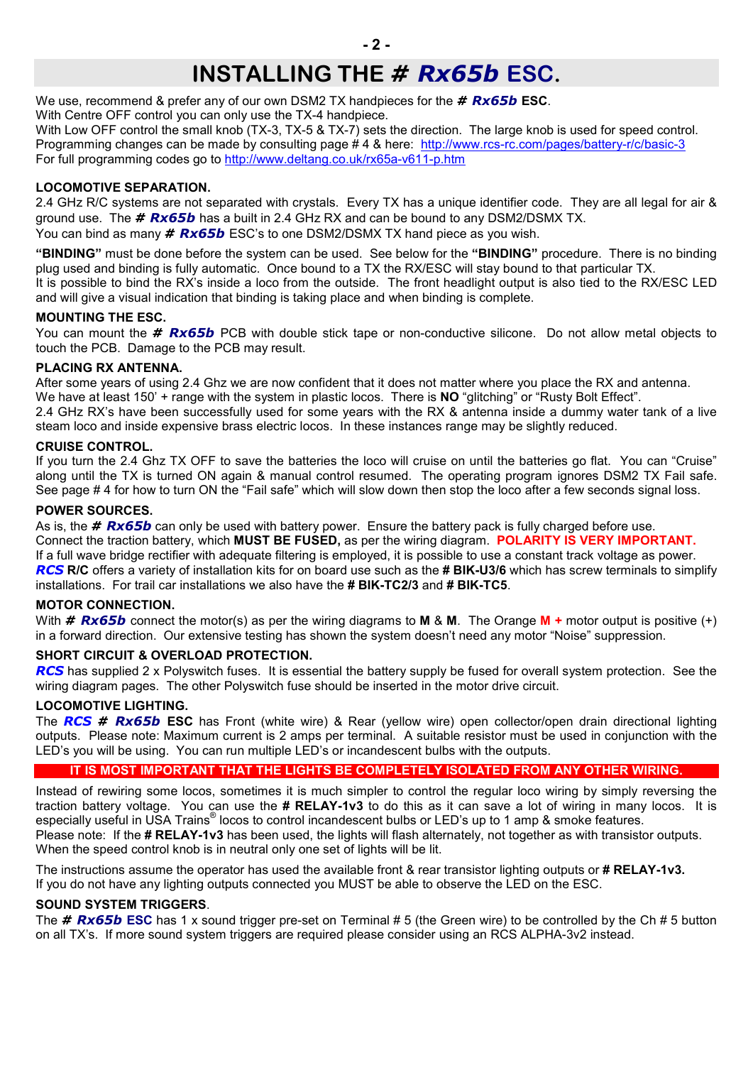# INSTALLING THE *# Rx65b* ESC.

We use, recommend & prefer any of our own DSM2 TX handpieces for the ***# Rx65b*** **ESC**.
With Centre OFF control you can only use the TX-4 handpiece.
With Low OFF control the small knob (TX-3, TX-5 & TX-7) sets the direction. The large knob is used for speed control.
Programming changes can be made by consulting page # 4 & here: http://www.rcs-rc.com/pages/battery-r/c/basic-3
For full programming codes go to http://www.deltang.co.uk/rx65a-v611-p.htm

**LOCOMOTIVE SEPARATION.**

2.4 GHz R/C systems are not separated with crystals. Every TX has a unique identifier code. They are all legal for air & ground use. The ***# Rx65b*** has a built in 2.4 GHz RX and can be bound to any DSM2/DSMX TX.
You can bind as many ***# Rx65b*** ESC's to one DSM2/DSMX TX hand piece as you wish.

**"BINDING"** must be done before the system can be used. See below for the **"BINDING"** procedure. There is no binding plug used and binding is fully automatic. Once bound to a TX the RX/ESC will stay bound to that particular TX.
It is possible to bind the RX's inside a loco from the outside. The front headlight output is also tied to the RX/ESC LED and will give a visual indication that binding is taking place and when binding is complete.

**MOUNTING THE ESC.**

You can mount the ***# Rx65b*** PCB with double stick tape or non-conductive silicone. Do not allow metal objects to touch the PCB. Damage to the PCB may result.

**PLACING RX ANTENNA.**

After some years of using 2.4 Ghz we are now confident that it does not matter where you place the RX and antenna.
We have at least 150' + range with the system in plastic locos. There is **NO** "glitching" or "Rusty Bolt Effect".
2.4 GHz RX's have been successfully used for some years with the RX & antenna inside a dummy water tank of a live steam loco and inside expensive brass electric locos. In these instances range may be slightly reduced.

**CRUISE CONTROL.**

If you turn the 2.4 Ghz TX OFF to save the batteries the loco will cruise on until the batteries go flat. You can "Cruise" along until the TX is turned ON again & manual control resumed. The operating program ignores DSM2 TX Fail safe. See page # 4 for how to turn ON the "Fail safe" which will slow down then stop the loco after a few seconds signal loss.

**POWER SOURCES.**

As is, the ***# Rx65b*** can only be used with battery power. Ensure the battery pack is fully charged before use.
Connect the traction battery, which **MUST BE FUSED,** as per the wiring diagram. **POLARITY IS VERY IMPORTANT.**
If a full wave bridge rectifier with adequate filtering is employed, it is possible to use a constant track voltage as power.
***RCS*** **R/C** offers a variety of installation kits for on board use such as the **# BIK-U3/6** which has screw terminals to simplify installations. For trail car installations we also have the **# BIK-TC2/3** and **# BIK-TC5**.

**MOTOR CONNECTION.**

With ***# Rx65b*** connect the motor(s) as per the wiring diagrams to **M** & **M**. The Orange **M +** motor output is positive (+) in a forward direction. Our extensive testing has shown the system doesn't need any motor "Noise" suppression.

**SHORT CIRCUIT & OVERLOAD PROTECTION.**

***RCS*** has supplied 2 x Polyswitch fuses. It is essential the battery supply be fused for overall system protection. See the wiring diagram pages. The other Polyswitch fuse should be inserted in the motor drive circuit.

**LOCOMOTIVE LIGHTING.**

The ***RCS # Rx65b*** **ESC** has Front (white wire) & Rear (yellow wire) open collector/open drain directional lighting outputs. Please note: Maximum current is 2 amps per terminal. A suitable resistor must be used in conjunction with the LED's you will be using. You can run multiple LED's or incandescent bulbs with the outputs.

**IT IS MOST IMPORTANT THAT THE LIGHTS BE COMPLETELY ISOLATED FROM ANY OTHER WIRING.**

Instead of rewiring some locos, sometimes it is much simpler to control the regular loco wiring by simply reversing the traction battery voltage. You can use the **# RELAY-1v3** to do this as it can save a lot of wiring in many locos. It is especially useful in USA Trains® locos to control incandescent bulbs or LED's up to 1 amp & smoke features.
Please note: If the **# RELAY-1v3** has been used, the lights will flash alternately, not together as with transistor outputs.
When the speed control knob is in neutral only one set of lights will be lit.

The instructions assume the operator has used the available front & rear transistor lighting outputs or **# RELAY-1v3.**
If you do not have any lighting outputs connected you MUST be able to observe the LED on the ESC.

**SOUND SYSTEM TRIGGERS**.

The ***# Rx65b* ESC** has 1 x sound trigger pre-set on Terminal # 5 (the Green wire) to be controlled by the Ch # 5 button on all TX's. If more sound system triggers are required please consider using an RCS ALPHA-3v2 instead.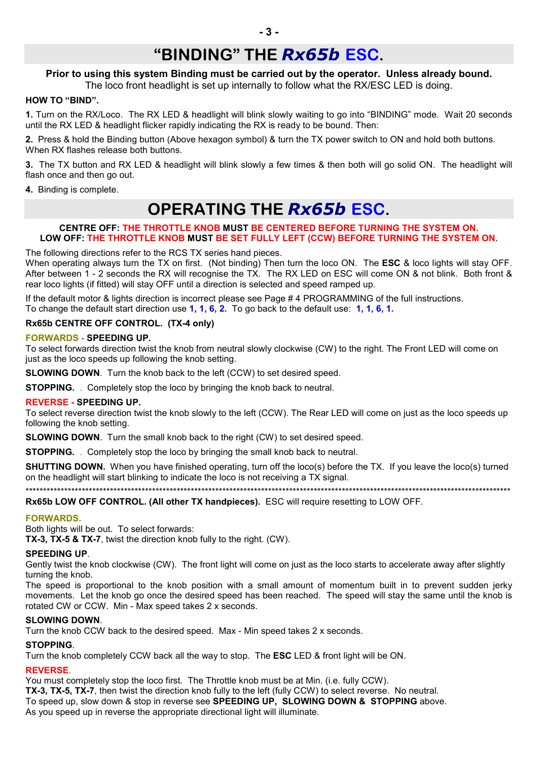# “BINDING” THE *Rx65b* ESC.

**Prior to using this system Binding must be carried out by the operator. Unless already bound.**
The loco front headlight is set up internally to follow what the RX/ESC LED is doing.

**HOW TO “BIND”.**

**1.** Turn on the RX/Loco. The RX LED & headlight will blink slowly waiting to go into “BINDING” mode. Wait 20 seconds until the RX LED & headlight flicker rapidly indicating the RX is ready to be bound. Then:

**2.** Press & hold the Binding button (Above hexagon symbol) & turn the TX power switch to ON and hold both buttons. When RX flashes release both buttons.

**3.** The TX button and RX LED & headlight will blink slowly a few times & then both will go solid ON. The headlight will flash once and then go out.

**4.** Binding is complete.

# OPERATING THE *Rx65b* ESC.

**CENTRE OFF: THE THROTTLE KNOB MUST BE CENTERED BEFORE TURNING THE SYSTEM ON.**
**LOW OFF: THE THROTTLE KNOB MUST BE SET FULLY LEFT (CCW) BEFORE TURNING THE SYSTEM ON.**

The following directions refer to the RCS TX series hand pieces.
When operating always turn the TX on first. (Not binding) Then turn the loco ON. The **ESC** & loco lights will stay OFF. After between 1 - 2 seconds the RX will recognise the TX. The RX LED on ESC will come ON & not blink. Both front & rear loco lights (if fitted) will stay OFF until a direction is selected and speed ramped up.

If the default motor & lights direction is incorrect please see Page # 4 PROGRAMMING of the full instructions.
To change the default start direction use **1, 1, 6, 2.** To go back to the default use: **1, 1, 6, 1.**

**Rx65b CENTRE OFF CONTROL. (TX-4 only)**

**FORWARDS - SPEEDING UP.**
To select forwards direction twist the knob from neutral slowly clockwise (CW) to the right. The Front LED will come on just as the loco speeds up following the knob setting.

**SLOWING DOWN**. Turn the knob back to the left (CCW) to set desired speed.

**STOPPING.** . Completely stop the loco by bringing the knob back to neutral.

**REVERSE - SPEEDING UP.**
To select reverse direction twist the knob slowly to the left (CCW). The Rear LED will come on just as the loco speeds up following the knob setting.

**SLOWING DOWN**. Turn the small knob back to the right (CW) to set desired speed.

**STOPPING.** . Completely stop the loco by bringing the small knob back to neutral.

**SHUTTING DOWN.** When you have finished operating, turn off the loco(s) before the TX. If you leave the loco(s) turned on the headlight will start blinking to indicate the loco is not receiving a TX signal.

*****************************************************************************************************************************

**Rx65b LOW OFF CONTROL. (All other TX handpieces).** ESC will require resetting to LOW OFF.

**FORWARDS.**
Both lights will be out. To select forwards:
**TX-3, TX-5 & TX-7**, twist the direction knob fully to the right. (CW).

**SPEEDING UP**.
Gently twist the knob clockwise (CW). The front light will come on just as the loco starts to accelerate away after slightly turning the knob.
The speed is proportional to the knob position with a small amount of momentum built in to prevent sudden jerky movements. Let the knob go once the desired speed has been reached. The speed will stay the same until the knob is rotated CW or CCW. Min - Max speed takes 2 x seconds.

**SLOWING DOWN**.
Turn the knob CCW back to the desired speed. Max - Min speed takes 2 x seconds.

**STOPPING**.
Turn the knob completely CCW back all the way to stop. The **ESC** LED & front light will be ON.

**REVERSE**.
You must completely stop the loco first. The Throttle knob must be at Min. (i.e. fully CCW).
**TX-3, TX-5, TX-7**, then twist the direction knob fully to the left (fully CCW) to select reverse. No neutral.
To speed up, slow down & stop in reverse see **SPEEDING UP, SLOWING DOWN & STOPPING** above.
As you speed up in reverse the appropriate directional light will illuminate.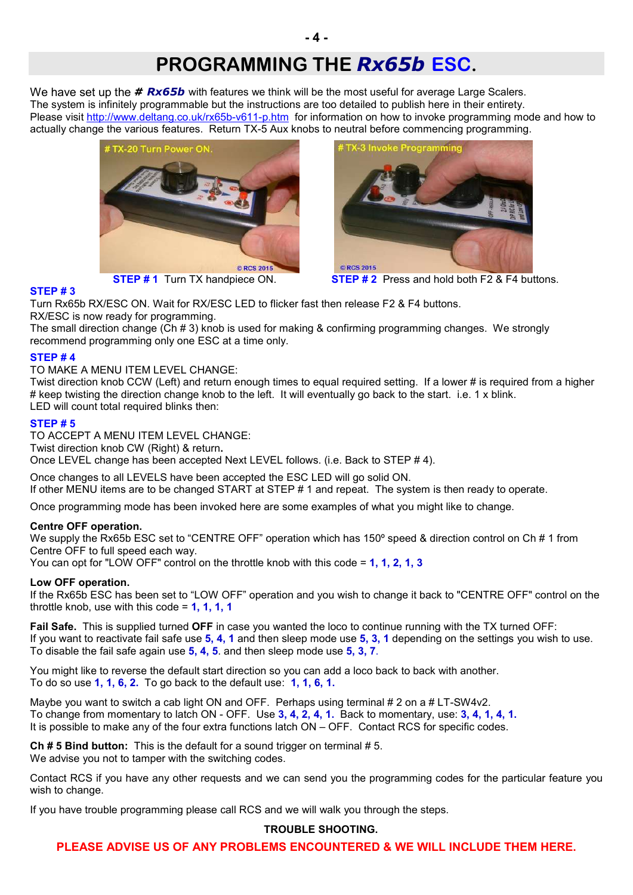# PROGRAMMING THE *Rx65b* ESC.

We have set up the *# Rx65b* with features we think will be the most useful for average Large Scalers.
The system is infinitely programmable but the instructions are too detailed to publish here in their entirety.
Please visit http://www.deltang.co.uk/rx65b-v611-p.htm for information on how to invoke programming mode and how to actually change the various features. Return TX-5 Aux knobs to neutral before commencing programming.

**STEP # 1** Turn TX handpiece ON.

**STEP # 2** Press and hold both F2 & F4 buttons.

**STEP # 3**
Turn Rx65b RX/ESC ON. Wait for RX/ESC LED to flicker fast then release F2 & F4 buttons.
RX/ESC is now ready for programming.
The small direction change (Ch # 3) knob is used for making & confirming programming changes. We strongly recommend programming only one ESC at a time only.

**STEP # 4**
TO MAKE A MENU ITEM LEVEL CHANGE:
Twist direction knob CCW (Left) and return enough times to equal required setting. If a lower # is required from a higher # keep twisting the direction change knob to the left. It will eventually go back to the start. i.e. 1 x blink.
LED will count total required blinks then:

**STEP # 5**
TO ACCEPT A MENU ITEM LEVEL CHANGE:
Twist direction knob CW (Right) & return**.**
Once LEVEL change has been accepted Next LEVEL follows. (i.e. Back to STEP # 4).

Once changes to all LEVELS have been accepted the ESC LED will go solid ON.
If other MENU items are to be changed START at STEP # 1 and repeat. The system is then ready to operate.

Once programming mode has been invoked here are some examples of what you might like to change.

**Centre OFF operation.**
We supply the Rx65b ESC set to "CENTRE OFF" operation which has 150º speed & direction control on Ch # 1 from Centre OFF to full speed each way.
You can opt for "LOW OFF" control on the throttle knob with this code = **1, 1, 2, 1, 3**

**Low OFF operation.**
If the Rx65b ESC has been set to "LOW OFF" operation and you wish to change it back to "CENTRE OFF" control on the throttle knob, use with this code = **1, 1, 1, 1**

**Fail Safe.** This is supplied turned **OFF** in case you wanted the loco to continue running with the TX turned OFF:
If you want to reactivate fail safe use **5, 4, 1** and then sleep mode use **5, 3, 1** depending on the settings you wish to use.
To disable the fail safe again use **5, 4, 5**. and then sleep mode use **5, 3, 7**.

You might like to reverse the default start direction so you can add a loco back to back with another.
To do so use **1, 1, 6, 2.** To go back to the default use: **1, 1, 6, 1.**

Maybe you want to switch a cab light ON and OFF. Perhaps using terminal # 2 on a # LT-SW4v2.
To change from momentary to latch ON - OFF. Use **3, 4, 2, 4, 1.** Back to momentary, use: **3, 4, 1, 4, 1.**
It is possible to make any of the four extra functions latch ON – OFF. Contact RCS for specific codes.

**Ch # 5 Bind button:** This is the default for a sound trigger on terminal # 5.
We advise you not to tamper with the switching codes.

Contact RCS if you have any other requests and we can send you the programming codes for the particular feature you wish to change.

If you have trouble programming please call RCS and we will walk you through the steps.

**TROUBLE SHOOTING.**

**PLEASE ADVISE US OF ANY PROBLEMS ENCOUNTERED & WE WILL INCLUDE THEM HERE.**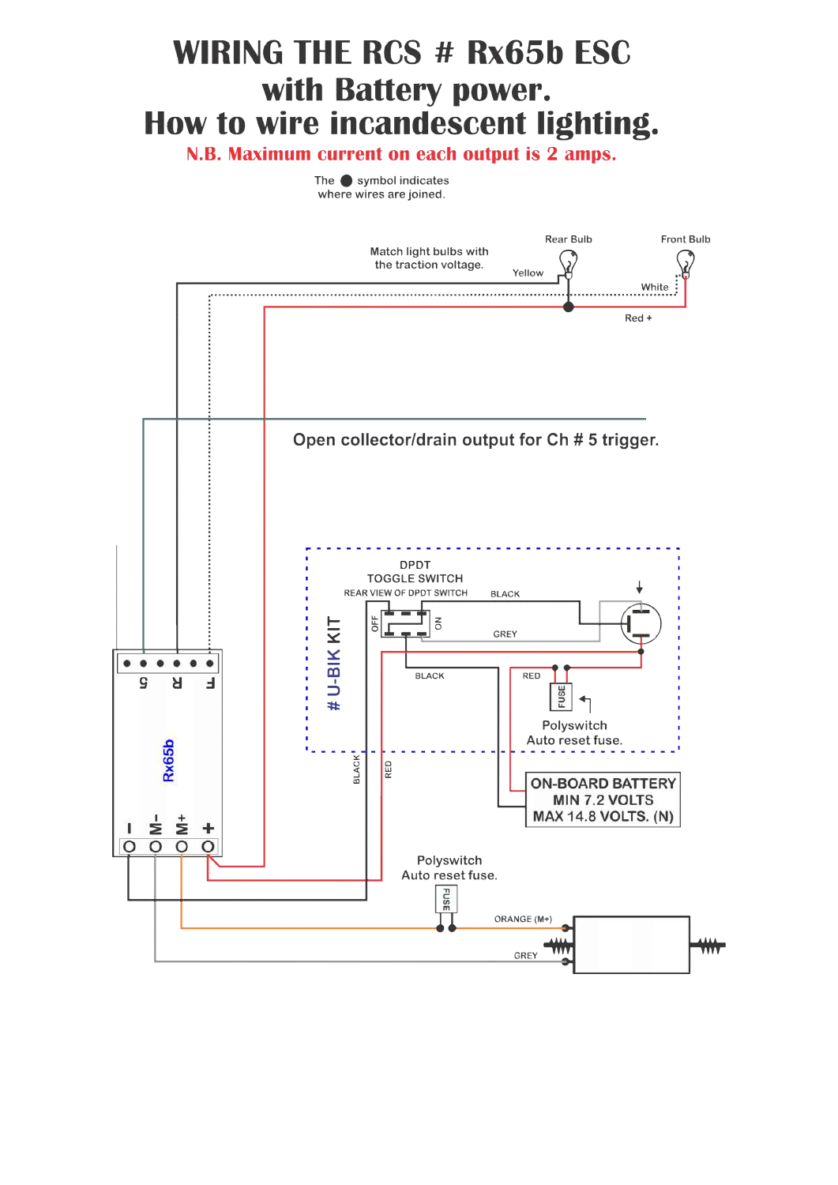# WIRING THE RCS # Rx65b ESC with Battery power. How to wire incandescent lighting.

**N.B. Maximum current on each output is 2 amps.**

The ● symbol indicates where wires are joined.

Match light bulbs with the traction voltage.

Rear Bulb

Front Bulb

Yellow

White

Red +

Open collector/drain output for Ch # 5 trigger.

# U-BIK KIT

DPDT TOGGLE SWITCH

REAR VIEW OF DPDT SWITCH

OFF

ON

BLACK

GREY

BLACK

RED

FUSE

Polyswitch Auto reset fuse.

ON-BOARD BATTERY MIN 7.2 VOLTS MAX 14.8 VOLTS. (N)

5 R F

Rx65b

I M- M+ +

BLACK

RED

Polyswitch Auto reset fuse.

FUSE

ORANGE (M+)

GREY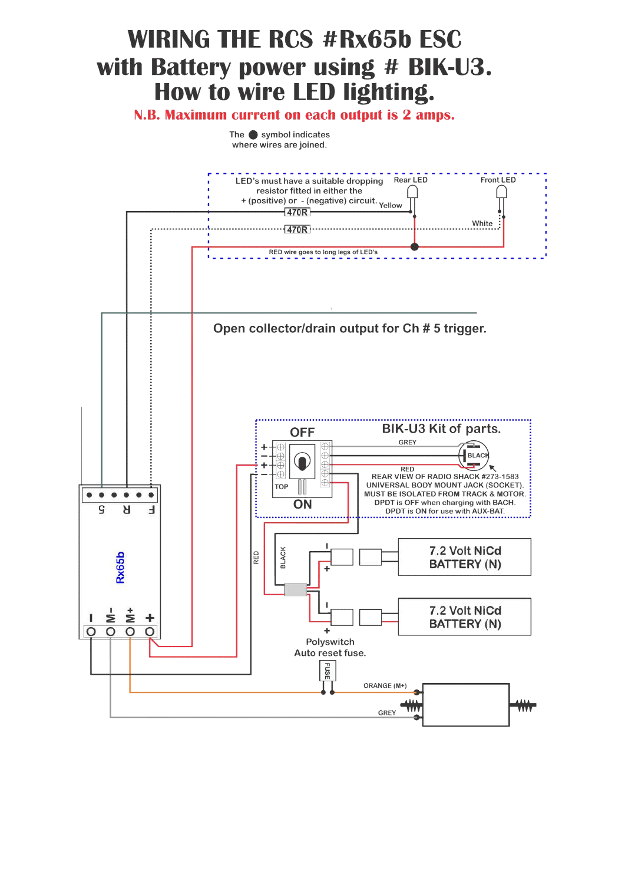# WIRING THE RCS #Rx65b ESC with Battery power using # BIK-U3. How to wire LED lighting.

**N.B. Maximum current on each output is 2 amps.**

The ● symbol indicates where wires are joined.

LED's must have a suitable dropping resistor fitted in either the + (positive) or - (negative) circuit.

Rear LED

Front LED

Yellow

470R

470R

White

RED wire goes to long legs of LED's

Open collector/drain output for Ch # 5 trigger.

OFF

BIK-U3 Kit of parts.

GREY

BLACK

RED

TOP

ON

REAR VIEW OF RADIO SHACK #273-1583 UNIVERSAL BODY MOUNT JACK (SOCKET). MUST BE ISOLATED FROM TRACK & MOTOR. DPDT is OFF when charging with BACH. DPDT is ON for use with AUX-BAT.

5 R F

Rx65b

I M- M+ +

RED

BLACK

7.2 Volt NiCd BATTERY (N)

7.2 Volt NiCd BATTERY (N)

Polyswitch Auto reset fuse.

FUSE

ORANGE (M+)

GREY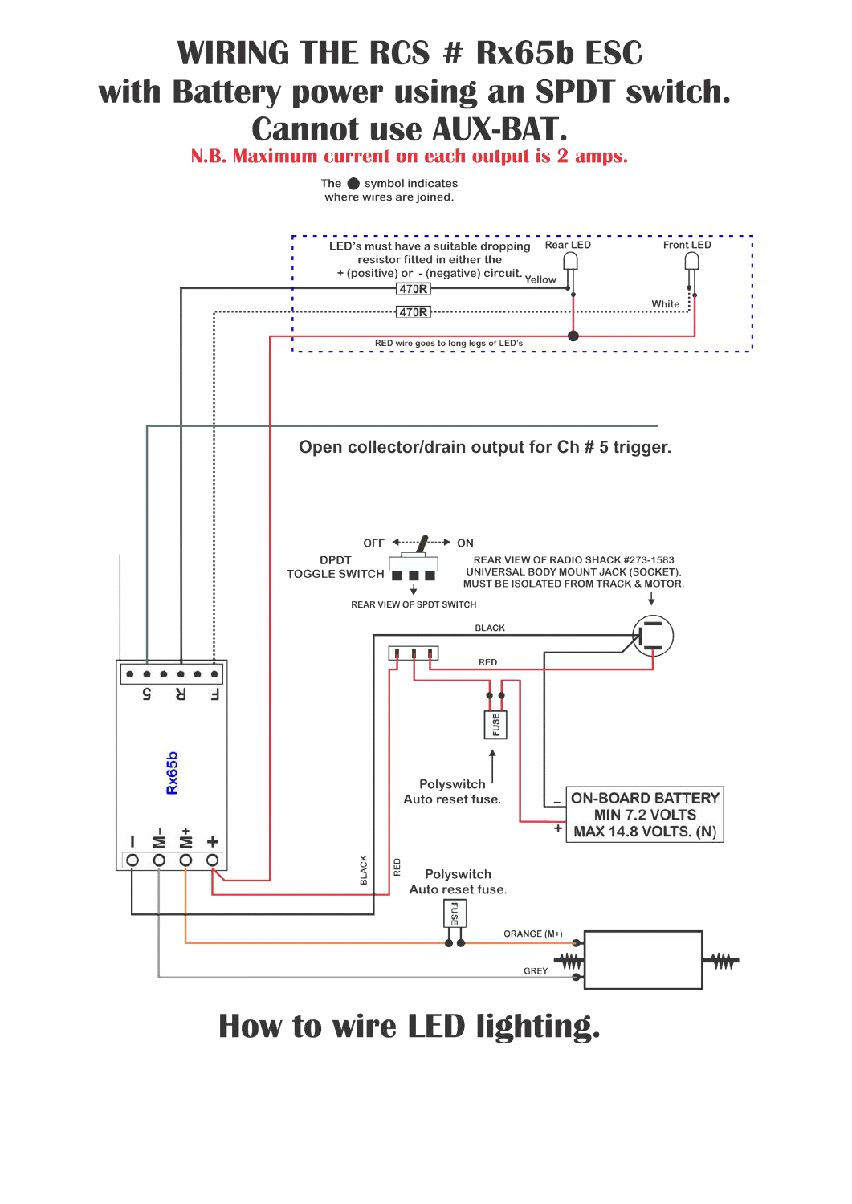# WIRING THE RCS # Rx65b ESC with Battery power using an SPDT switch. Cannot use AUX-BAT.

**N.B. Maximum current on each output is 2 amps.**

The ● symbol indicates where wires are joined.

LED's must have a suitable dropping resistor fitted in either the + (positive) or - (negative) circuit.

Rear LED

Front LED

Yellow

470R

470R

White

RED wire goes to long legs of LED's

Open collector/drain output for Ch # 5 trigger.

OFF

ON

DPDT TOGGLE SWITCH

REAR VIEW OF SPDT SWITCH

REAR VIEW OF RADIO SHACK #273-1583 UNIVERSAL BODY MOUNT JACK (SOCKET). MUST BE ISOLATED FROM TRACK & MOTOR.

BLACK

RED

FUSE

Polyswitch Auto reset fuse.

ON-BOARD BATTERY MIN 7.2 VOLTS MAX 14.8 VOLTS. (N)

5 R F

Rx65b

I M- M+ +

BLACK

RED

Polyswitch Auto reset fuse.

FUSE

ORANGE (M+)

GREY

# How to wire LED lighting.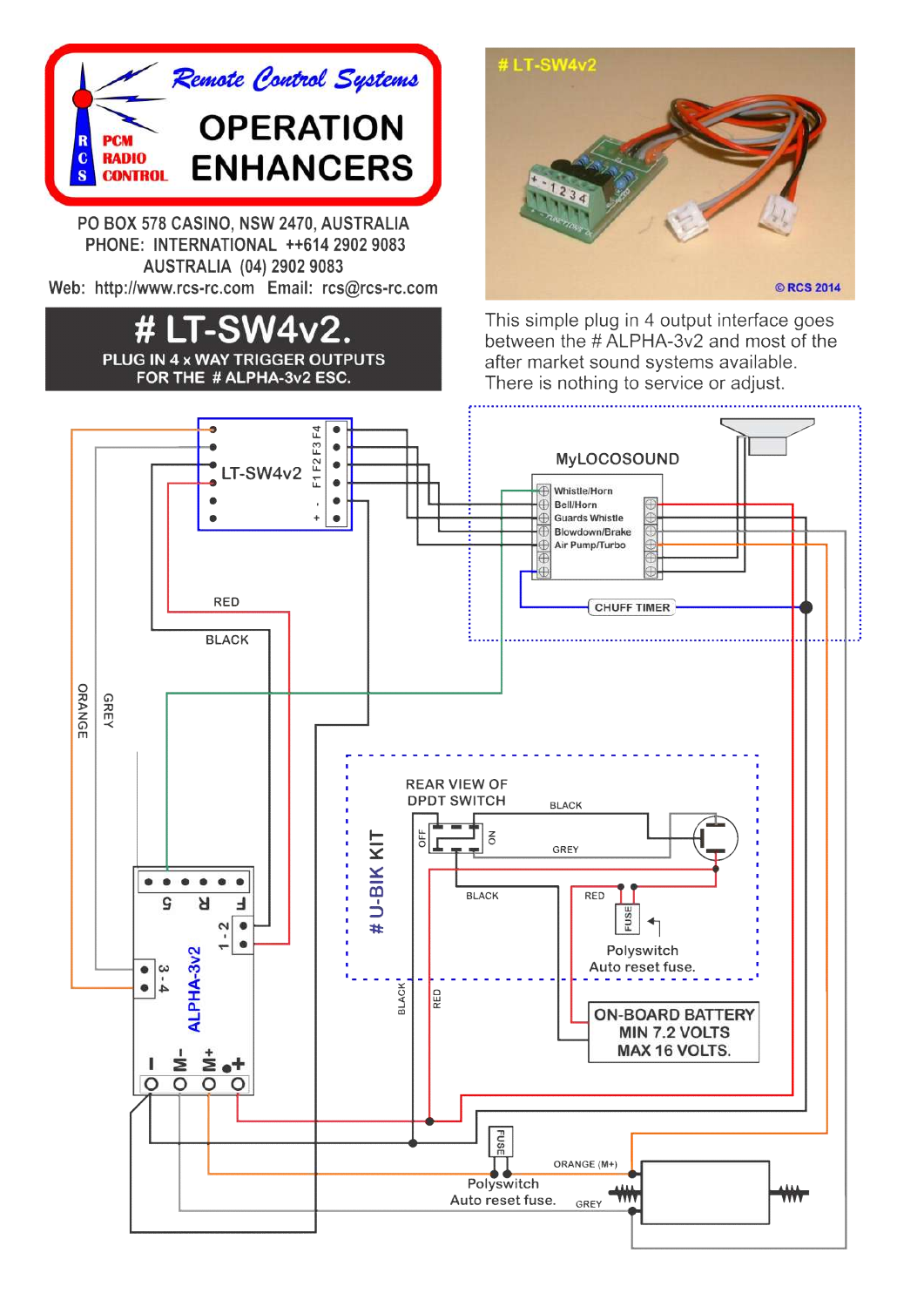Remote Control Systems

RCS PCM RADIO CONTROL

# OPERATION ENHANCERS

PO BOX 578 CASINO, NSW 2470, AUSTRALIA
PHONE: INTERNATIONAL ++614 2902 9083
AUSTRALIA (04) 2902 9083
Web: http://www.rcs-rc.com Email: rcs@rcs-rc.com

# # LT-SW4v2.

**PLUG IN 4 x WAY TRIGGER OUTPUTS FOR THE # ALPHA-3v2 ESC.**

# LT-SW4v2

© RCS 2014

This simple plug in 4 output interface goes between the # ALPHA-3v2 and most of the after market sound systems available. There is nothing to service or adjust.

LT-SW4v2
F1 F2 F3 F4
- +

MyLOCOSOUND
Whistle/Horn
Bell/Horn
Guards Whistle
Blowdown/Brake
Air Pump/Turbo
CHUFF TIMER

RED
BLACK
ORANGE
GREY

REAR VIEW OF DPDT SWITCH
OFF
ON
BLACK
GREY
BLACK
RED
FUSE
Polyswitch
Auto reset fuse.
# U-BIK KIT

ALPHA-3v2
5 R F
1 - 2
3 - 4
- M- M+ +

BLACK
RED

ON-BOARD BATTERY
MIN 7.2 VOLTS
MAX 16 VOLTS.

FUSE
Polyswitch
Auto reset fuse.
ORANGE (M+)
GREY